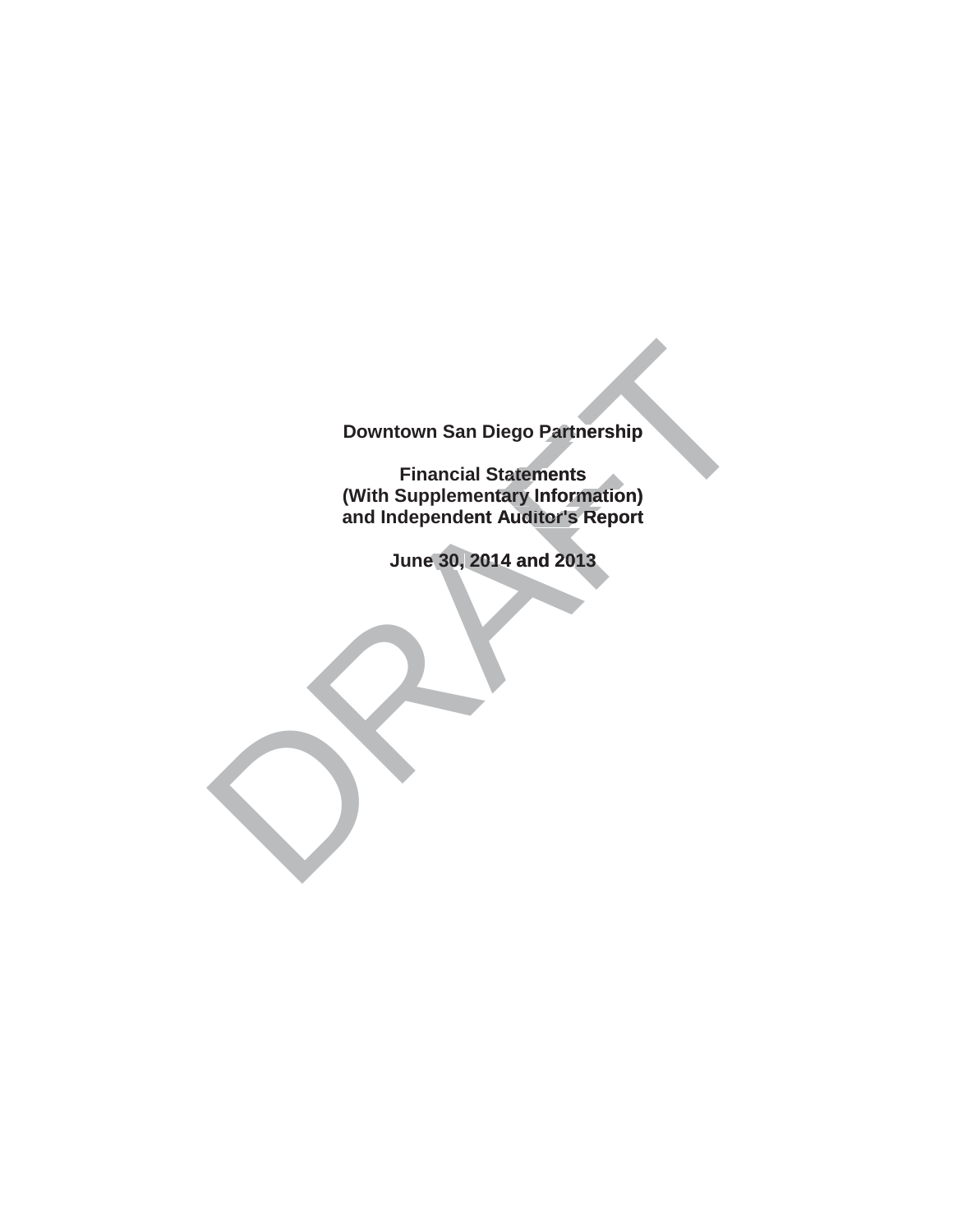# Downtown San Diego Partnership

## Financial Statements
## (With Supplementary Information)
## and Independent Auditor's Report

### June 30, 2014 and 2013

DRAFT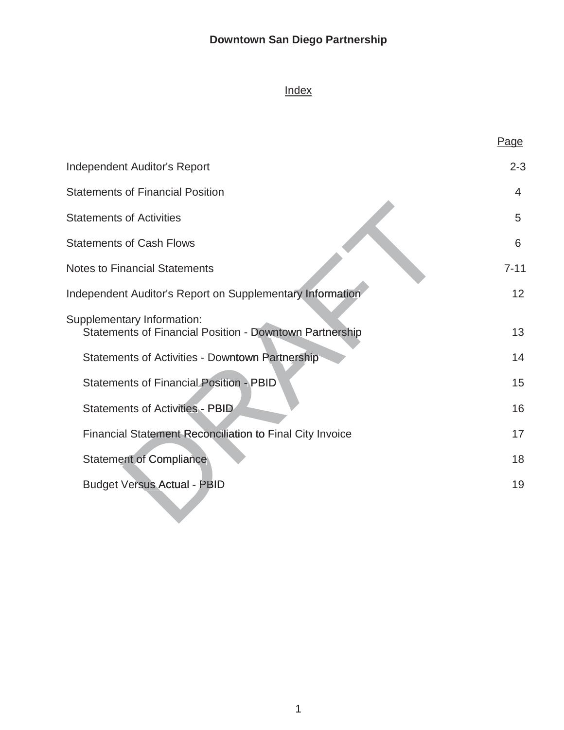**Downtown San Diego Partnership**

Index

| | Page |
|---|---|
| Independent Auditor's Report | 2-3 |
| Statements of Financial Position | 4 |
| Statements of Activities | 5 |
| Statements of Cash Flows | 6 |
| Notes to Financial Statements | 7-11 |
| Independent Auditor's Report on Supplementary Information | 12 |
| Supplementary Information: | |
| Statements of Financial Position - Downtown Partnership | 13 |
| Statements of Activities - Downtown Partnership | 14 |
| Statements of Financial Position - PBID | 15 |
| Statements of Activities - PBID | 16 |
| Financial Statement Reconciliation to Final City Invoice | 17 |
| Statement of Compliance | 18 |
| Budget Versus Actual - PBID | 19 |

DRAFT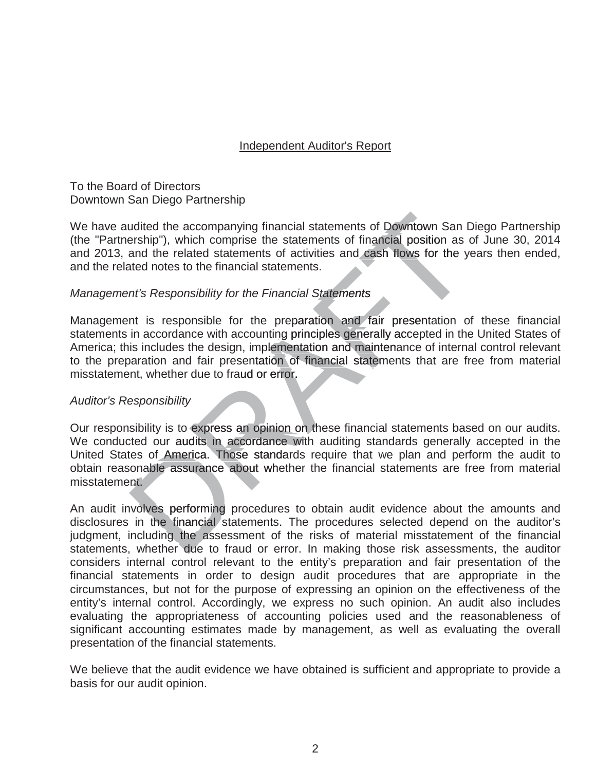## Independent Auditor's Report

To the Board of Directors
Downtown San Diego Partnership

We have audited the accompanying financial statements of Downtown San Diego Partnership (the "Partnership"), which comprise the statements of financial position as of June 30, 2014 and 2013, and the related statements of activities and cash flows for the years then ended, and the related notes to the financial statements.

*Management's Responsibility for the Financial Statements*

Management is responsible for the preparation and fair presentation of these financial statements in accordance with accounting principles generally accepted in the United States of America; this includes the design, implementation and maintenance of internal control relevant to the preparation and fair presentation of financial statements that are free from material misstatement, whether due to fraud or error.

*Auditor's Responsibility*

Our responsibility is to express an opinion on these financial statements based on our audits. We conducted our audits in accordance with auditing standards generally accepted in the United States of America. Those standards require that we plan and perform the audit to obtain reasonable assurance about whether the financial statements are free from material misstatement.

An audit involves performing procedures to obtain audit evidence about the amounts and disclosures in the financial statements. The procedures selected depend on the auditor's judgment, including the assessment of the risks of material misstatement of the financial statements, whether due to fraud or error. In making those risk assessments, the auditor considers internal control relevant to the entity's preparation and fair presentation of the financial statements in order to design audit procedures that are appropriate in the circumstances, but not for the purpose of expressing an opinion on the effectiveness of the entity's internal control. Accordingly, we express no such opinion. An audit also includes evaluating the appropriateness of accounting policies used and the reasonableness of significant accounting estimates made by management, as well as evaluating the overall presentation of the financial statements.

We believe that the audit evidence we have obtained is sufficient and appropriate to provide a basis for our audit opinion.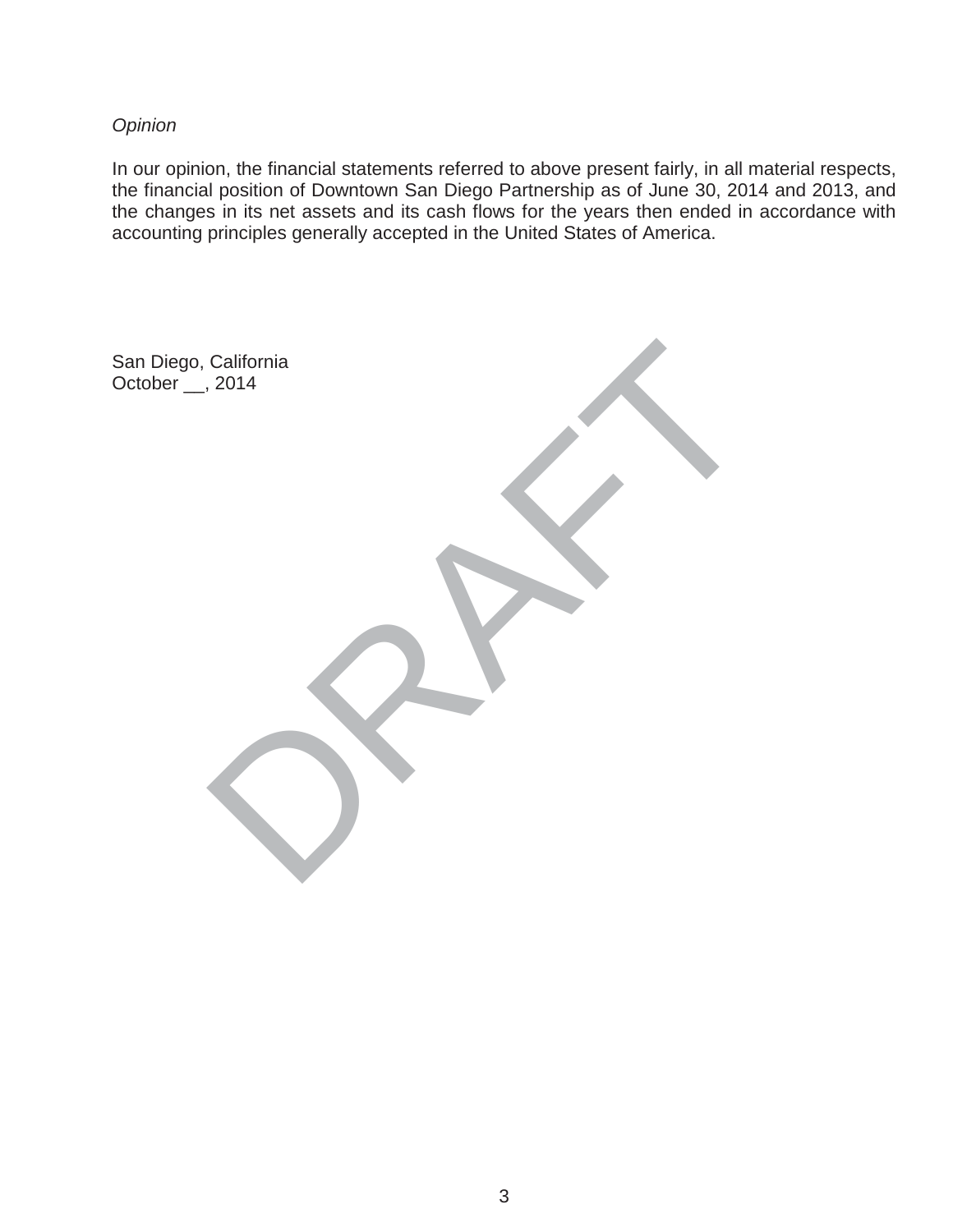*Opinion*

In our opinion, the financial statements referred to above present fairly, in all material respects, the financial position of Downtown San Diego Partnership as of June 30, 2014 and 2013, and the changes in its net assets and its cash flows for the years then ended in accordance with accounting principles generally accepted in the United States of America.

San Diego, California
October __, 2014

DRAFT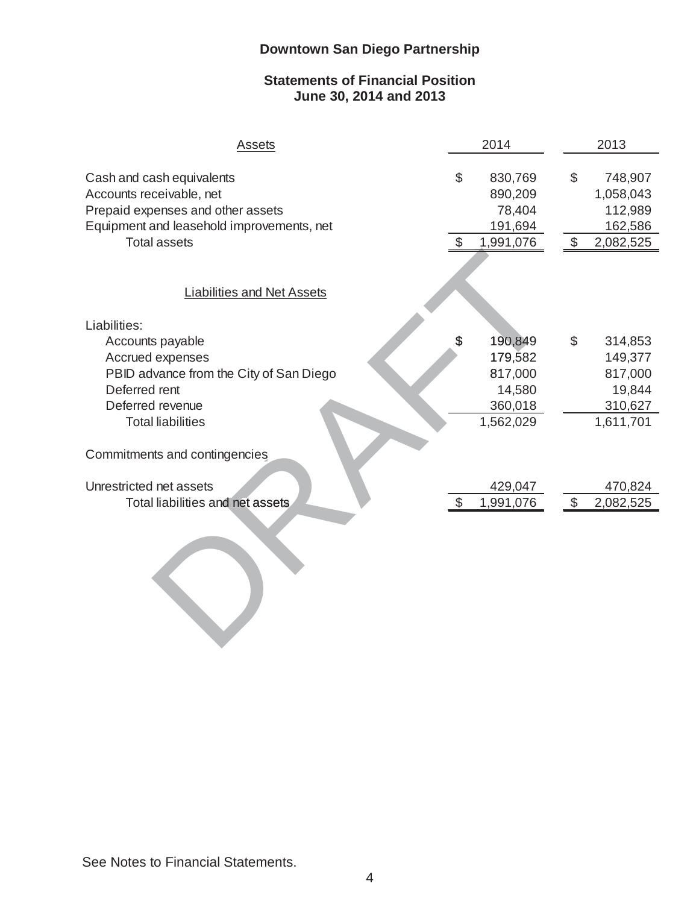# Downtown San Diego Partnership

## Statements of Financial Position
## June 30, 2014 and 2013

| Assets | 2014 | 2013 |
|---|---|---|
| Cash and cash equivalents | $ 830,769 | $ 748,907 |
| Accounts receivable, net | 890,209 | 1,058,043 |
| Prepaid expenses and other assets | 78,404 | 112,989 |
| Equipment and leasehold improvements, net | 191,694 | 162,586 |
| Total assets | $ 1,991,076 | $ 2,082,525 |

| Liabilities and Net Assets | 2014 | 2013 |
|---|---|---|
| Liabilities: | | |
| Accounts payable | $ 190,849 | $ 314,853 |
| Accrued expenses | 179,582 | 149,377 |
| PBID advance from the City of San Diego | 817,000 | 817,000 |
| Deferred rent | 14,580 | 19,844 |
| Deferred revenue | 360,018 | 310,627 |
| Total liabilities | 1,562,029 | 1,611,701 |
| Commitments and contingencies | | |
| Unrestricted net assets | 429,047 | 470,824 |
| Total liabilities and net assets | $ 1,991,076 | $ 2,082,525 |

DRAFT

See Notes to Financial Statements.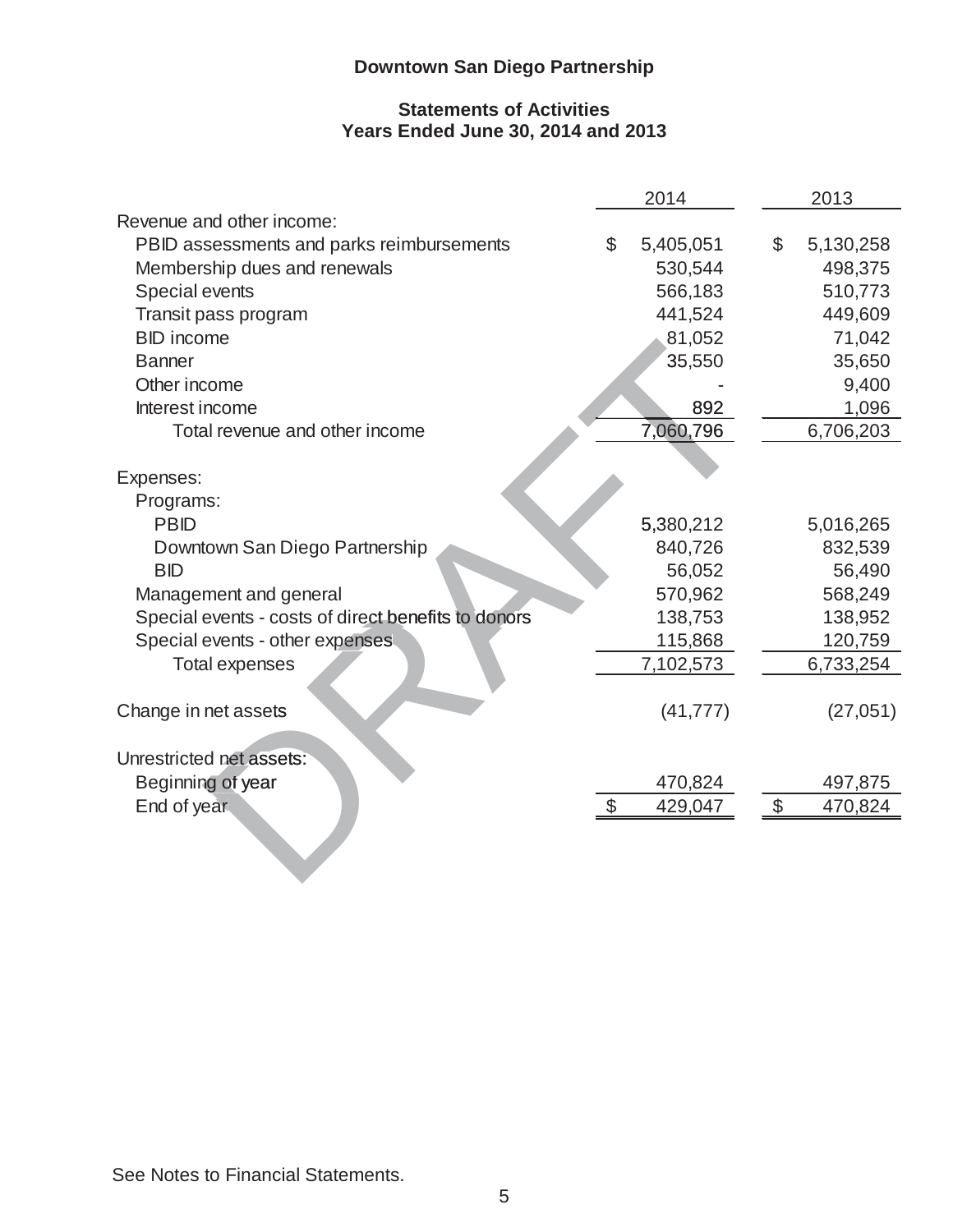**Downtown San Diego Partnership**

**Statements of Activities**
**Years Ended June 30, 2014 and 2013**

| | 2014 | 2013 |
|---|---|---|
| Revenue and other income: | | |
| PBID assessments and parks reimbursements | $ 5,405,051 | $ 5,130,258 |
| Membership dues and renewals | 530,544 | 498,375 |
| Special events | 566,183 | 510,773 |
| Transit pass program | 441,524 | 449,609 |
| BID income | 81,052 | 71,042 |
| Banner | 35,550 | 35,650 |
| Other income | - | 9,400 |
| Interest income | 892 | 1,096 |
| Total revenue and other income | 7,060,796 | 6,706,203 |
| | | |
| Expenses: | | |
| Programs: | | |
| PBID | 5,380,212 | 5,016,265 |
| Downtown San Diego Partnership | 840,726 | 832,539 |
| BID | 56,052 | 56,490 |
| Management and general | 570,962 | 568,249 |
| Special events - costs of direct benefits to donors | 138,753 | 138,952 |
| Special events - other expenses | 115,868 | 120,759 |
| Total expenses | 7,102,573 | 6,733,254 |
| | | |
| Change in net assets | (41,777) | (27,051) |
| | | |
| Unrestricted net assets: | | |
| Beginning of year | 470,824 | 497,875 |
| End of year | $ 429,047 | $ 470,824 |

See Notes to Financial Statements.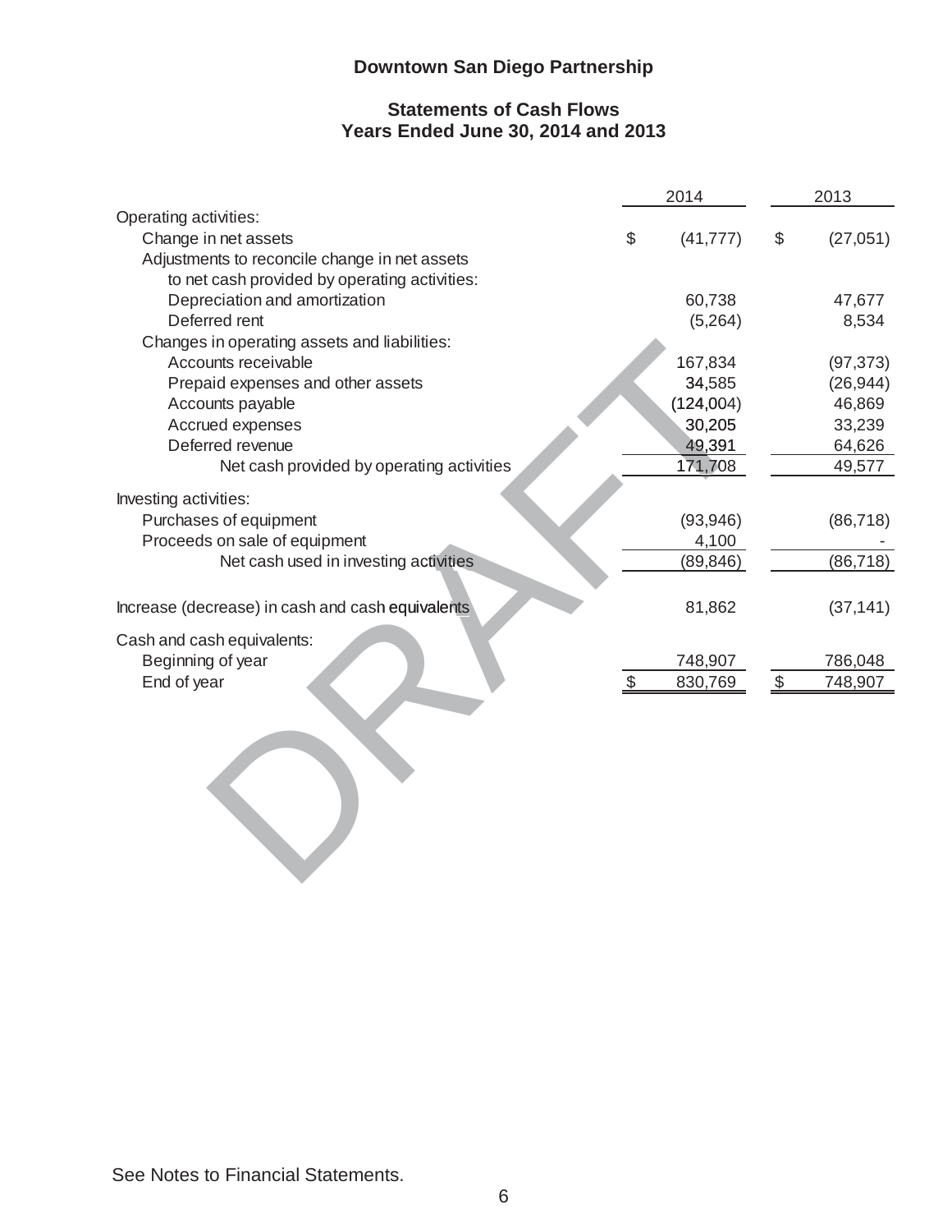# Downtown San Diego Partnership

## Statements of Cash Flows
## Years Ended June 30, 2014 and 2013

| | 2014 | 2013 |
|---|---|---|
| Operating activities: | | |
| Change in net assets | $ (41,777) | $ (27,051) |
| Adjustments to reconcile change in net assets to net cash provided by operating activities: | | |
| Depreciation and amortization | 60,738 | 47,677 |
| Deferred rent | (5,264) | 8,534 |
| Changes in operating assets and liabilities: | | |
| Accounts receivable | 167,834 | (97,373) |
| Prepaid expenses and other assets | 34,585 | (26,944) |
| Accounts payable | (124,004) | 46,869 |
| Accrued expenses | 30,205 | 33,239 |
| Deferred revenue | 49,391 | 64,626 |
| Net cash provided by operating activities | 171,708 | 49,577 |
| Investing activities: | | |
| Purchases of equipment | (93,946) | (86,718) |
| Proceeds on sale of equipment | 4,100 | - |
| Net cash used in investing activities | (89,846) | (86,718) |
| Increase (decrease) in cash and cash equivalents | 81,862 | (37,141) |
| Cash and cash equivalents: | | |
| Beginning of year | 748,907 | 786,048 |
| End of year | $ 830,769 | $ 748,907 |

DRAFT

See Notes to Financial Statements.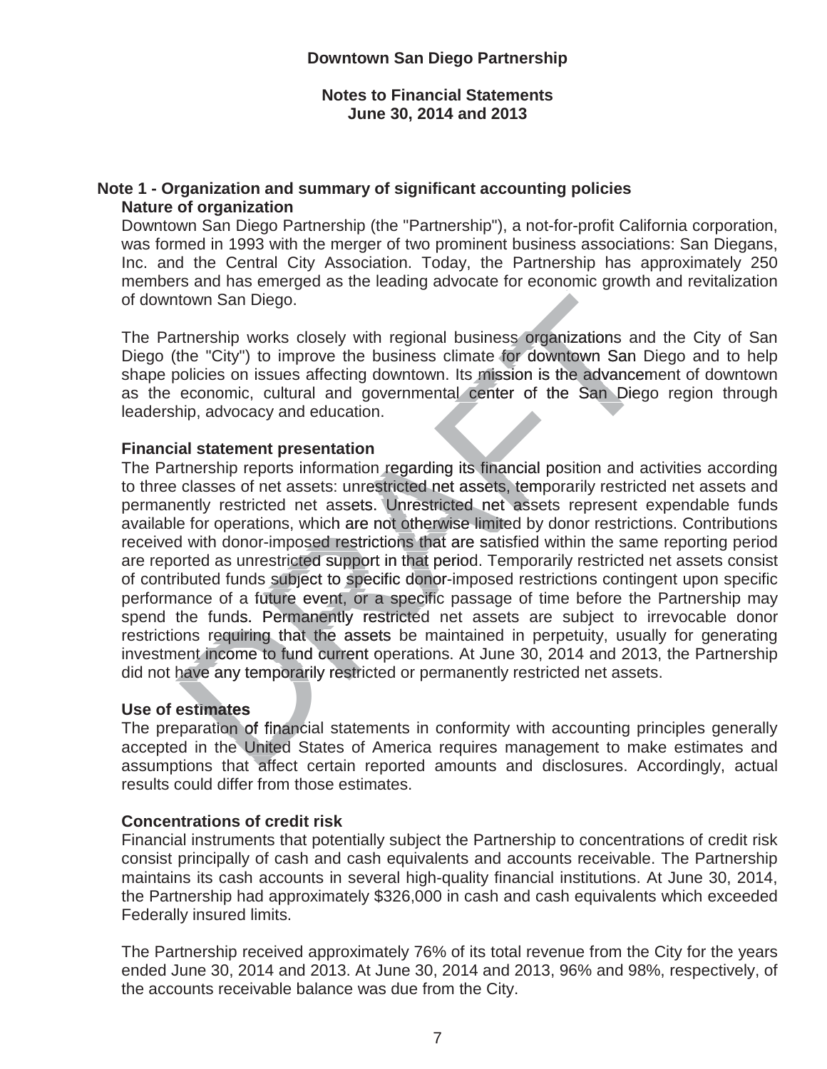# Downtown San Diego Partnership

## Notes to Financial Statements
## June 30, 2014 and 2013

### Note 1 - Organization and summary of significant accounting policies

**Nature of organization**

Downtown San Diego Partnership (the "Partnership"), a not-for-profit California corporation, was formed in 1993 with the merger of two prominent business associations: San Diegans, Inc. and the Central City Association. Today, the Partnership has approximately 250 members and has emerged as the leading advocate for economic growth and revitalization of downtown San Diego.

The Partnership works closely with regional business organizations and the City of San Diego (the "City") to improve the business climate for downtown San Diego and to help shape policies on issues affecting downtown. Its mission is the advancement of downtown as the economic, cultural and governmental center of the San Diego region through leadership, advocacy and education.

**Financial statement presentation**

The Partnership reports information regarding its financial position and activities according to three classes of net assets: unrestricted net assets, temporarily restricted net assets and permanently restricted net assets. Unrestricted net assets represent expendable funds available for operations, which are not otherwise limited by donor restrictions. Contributions received with donor-imposed restrictions that are satisfied within the same reporting period are reported as unrestricted support in that period. Temporarily restricted net assets consist of contributed funds subject to specific donor-imposed restrictions contingent upon specific performance of a future event, or a specific passage of time before the Partnership may spend the funds. Permanently restricted net assets are subject to irrevocable donor restrictions requiring that the assets be maintained in perpetuity, usually for generating investment income to fund current operations. At June 30, 2014 and 2013, the Partnership did not have any temporarily restricted or permanently restricted net assets.

**Use of estimates**

The preparation of financial statements in conformity with accounting principles generally accepted in the United States of America requires management to make estimates and assumptions that affect certain reported amounts and disclosures. Accordingly, actual results could differ from those estimates.

**Concentrations of credit risk**

Financial instruments that potentially subject the Partnership to concentrations of credit risk consist principally of cash and cash equivalents and accounts receivable. The Partnership maintains its cash accounts in several high-quality financial institutions. At June 30, 2014, the Partnership had approximately $326,000 in cash and cash equivalents which exceeded Federally insured limits.

The Partnership received approximately 76% of its total revenue from the City for the years ended June 30, 2014 and 2013. At June 30, 2014 and 2013, 96% and 98%, respectively, of the accounts receivable balance was due from the City.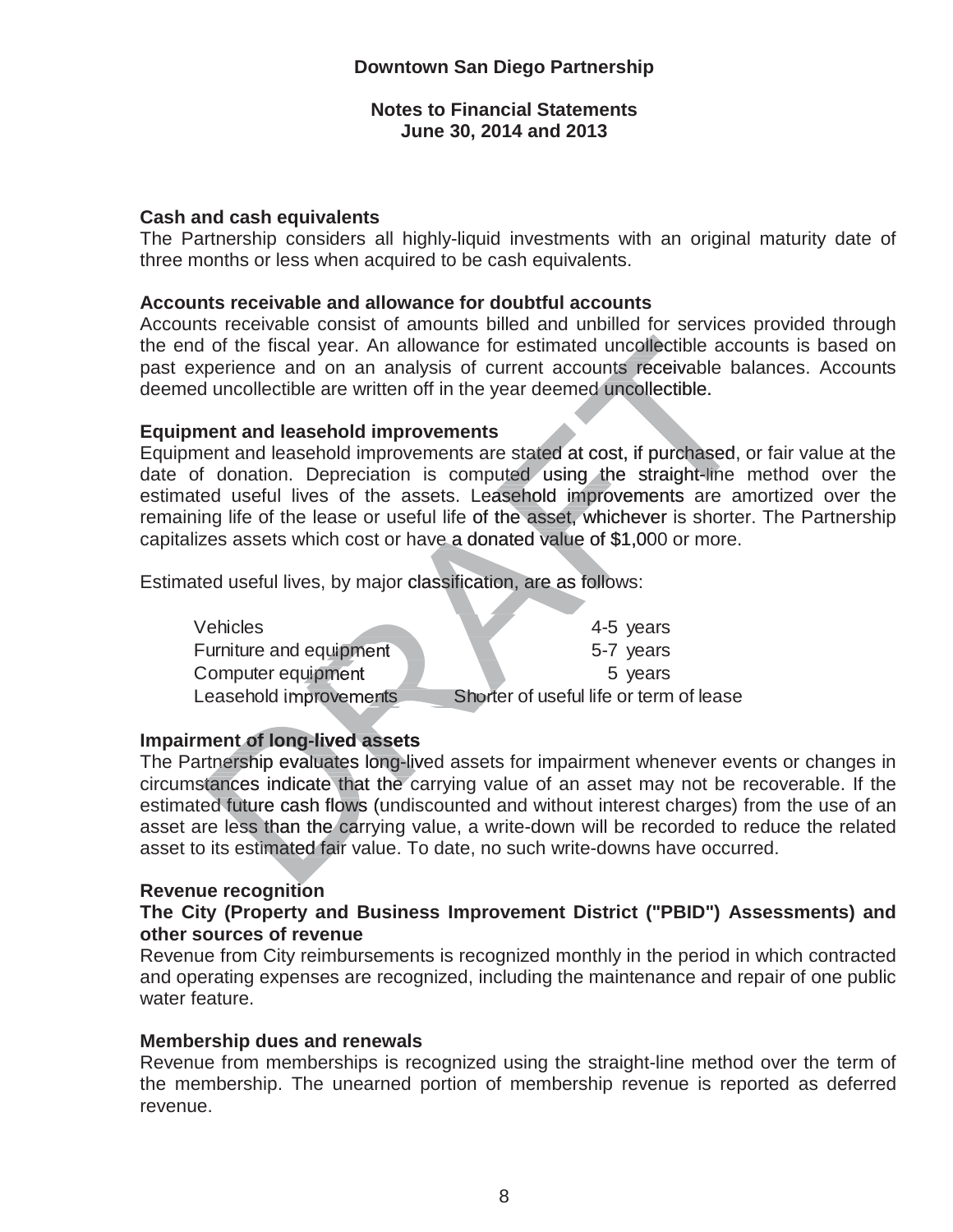**Downtown San Diego Partnership**

**Notes to Financial Statements**
**June 30, 2014 and 2013**

**Cash and cash equivalents**
The Partnership considers all highly-liquid investments with an original maturity date of three months or less when acquired to be cash equivalents.

**Accounts receivable and allowance for doubtful accounts**
Accounts receivable consist of amounts billed and unbilled for services provided through the end of the fiscal year. An allowance for estimated uncollectible accounts is based on past experience and on an analysis of current accounts receivable balances. Accounts deemed uncollectible are written off in the year deemed uncollectible.

**Equipment and leasehold improvements**
Equipment and leasehold improvements are stated at cost, if purchased, or fair value at the date of donation. Depreciation is computed using the straight-line method over the estimated useful lives of the assets. Leasehold improvements are amortized over the remaining life of the lease or useful life of the asset, whichever is shorter. The Partnership capitalizes assets which cost or have a donated value of $1,000 or more.

Estimated useful lives, by major classification, are as follows:

| | |
|---|---|
| Vehicles | 4-5 years |
| Furniture and equipment | 5-7 years |
| Computer equipment | 5 years |
| Leasehold improvements | Shorter of useful life or term of lease |

**Impairment of long-lived assets**
The Partnership evaluates long-lived assets for impairment whenever events or changes in circumstances indicate that the carrying value of an asset may not be recoverable. If the estimated future cash flows (undiscounted and without interest charges) from the use of an asset are less than the carrying value, a write-down will be recorded to reduce the related asset to its estimated fair value. To date, no such write-downs have occurred.

**Revenue recognition**
**The City (Property and Business Improvement District ("PBID") Assessments) and other sources of revenue**
Revenue from City reimbursements is recognized monthly in the period in which contracted and operating expenses are recognized, including the maintenance and repair of one public water feature.

**Membership dues and renewals**
Revenue from memberships is recognized using the straight-line method over the term of the membership. The unearned portion of membership revenue is reported as deferred revenue.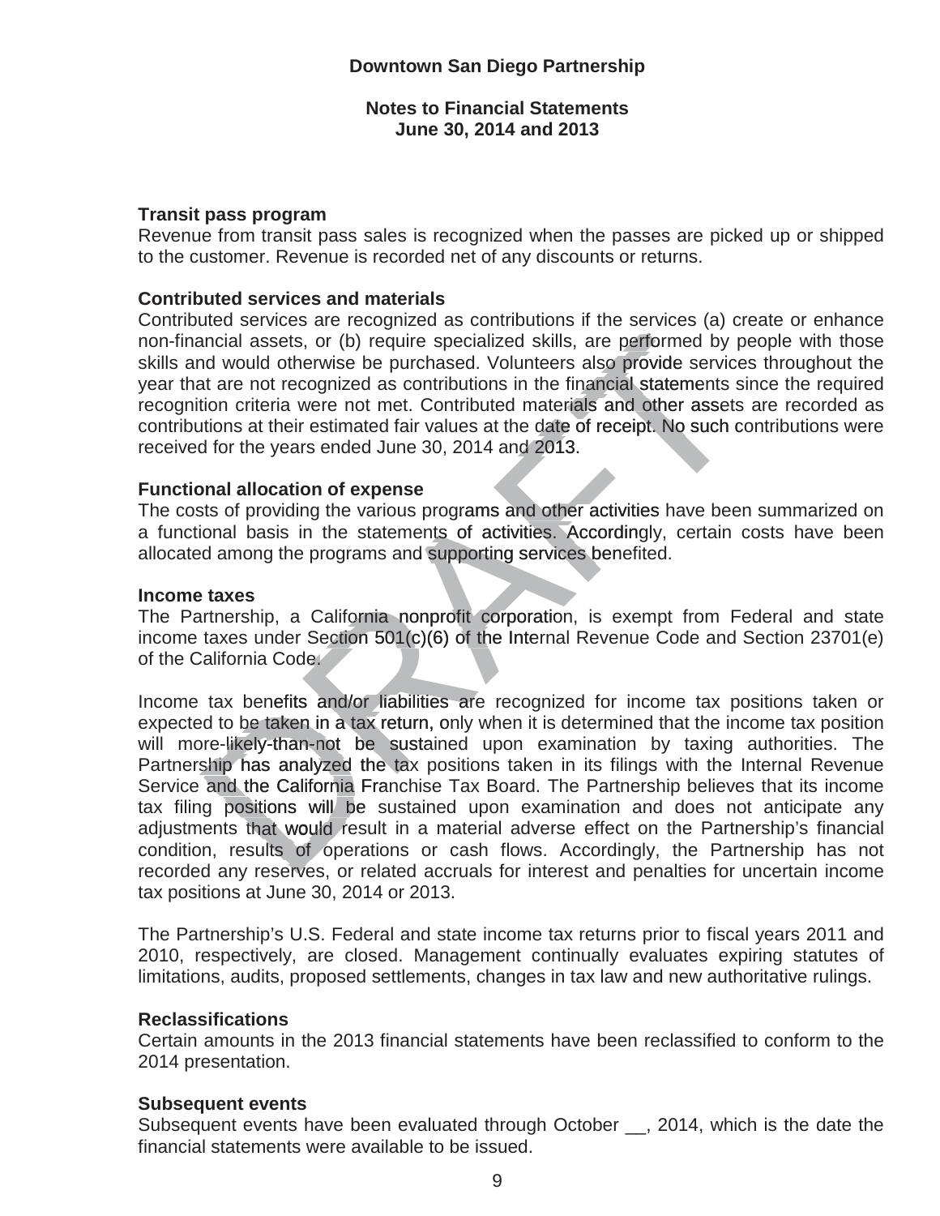**Downtown San Diego Partnership**

**Notes to Financial Statements**
**June 30, 2014 and 2013**

**Transit pass program**

Revenue from transit pass sales is recognized when the passes are picked up or shipped to the customer. Revenue is recorded net of any discounts or returns.

**Contributed services and materials**

Contributed services are recognized as contributions if the services (a) create or enhance non-financial assets, or (b) require specialized skills, are performed by people with those skills and would otherwise be purchased. Volunteers also provide services throughout the year that are not recognized as contributions in the financial statements since the required recognition criteria were not met. Contributed materials and other assets are recorded as contributions at their estimated fair values at the date of receipt. No such contributions were received for the years ended June 30, 2014 and 2013.

**Functional allocation of expense**

The costs of providing the various programs and other activities have been summarized on a functional basis in the statements of activities. Accordingly, certain costs have been allocated among the programs and supporting services benefited.

**Income taxes**

The Partnership, a California nonprofit corporation, is exempt from Federal and state income taxes under Section 501(c)(6) of the Internal Revenue Code and Section 23701(e) of the California Code.

Income tax benefits and/or liabilities are recognized for income tax positions taken or expected to be taken in a tax return, only when it is determined that the income tax position will more-likely-than-not be sustained upon examination by taxing authorities. The Partnership has analyzed the tax positions taken in its filings with the Internal Revenue Service and the California Franchise Tax Board. The Partnership believes that its income tax filing positions will be sustained upon examination and does not anticipate any adjustments that would result in a material adverse effect on the Partnership's financial condition, results of operations or cash flows. Accordingly, the Partnership has not recorded any reserves, or related accruals for interest and penalties for uncertain income tax positions at June 30, 2014 or 2013.

The Partnership's U.S. Federal and state income tax returns prior to fiscal years 2011 and 2010, respectively, are closed. Management continually evaluates expiring statutes of limitations, audits, proposed settlements, changes in tax law and new authoritative rulings.

**Reclassifications**

Certain amounts in the 2013 financial statements have been reclassified to conform to the 2014 presentation.

**Subsequent events**

Subsequent events have been evaluated through October __, 2014, which is the date the financial statements were available to be issued.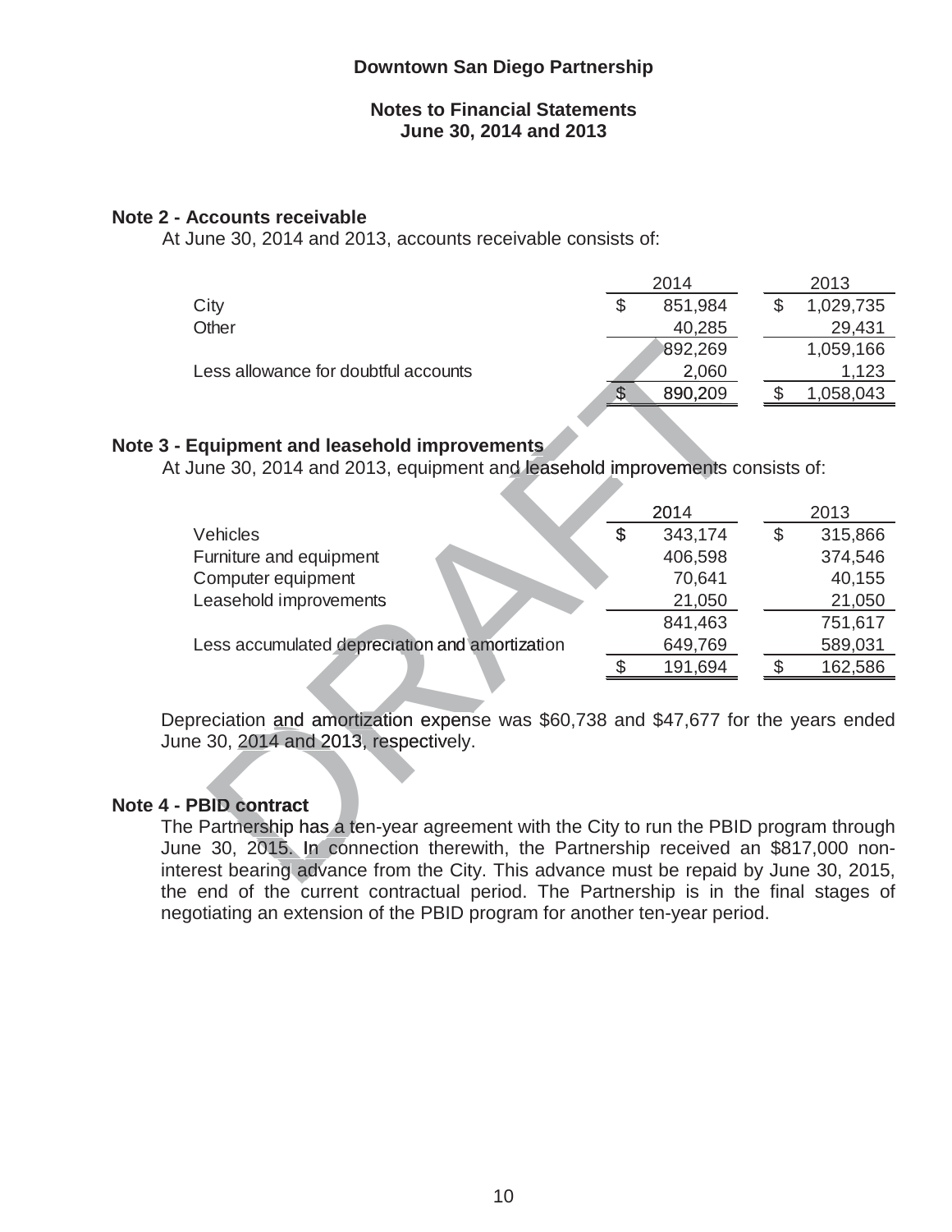# Downtown San Diego Partnership

## Notes to Financial Statements
## June 30, 2014 and 2013

### Note 2 - Accounts receivable

At June 30, 2014 and 2013, accounts receivable consists of:

| | 2014 | 2013 |
|---|---|---|
| City | $ 851,984 | $ 1,029,735 |
| Other | 40,285 | 29,431 |
| | 892,269 | 1,059,166 |
| Less allowance for doubtful accounts | 2,060 | 1,123 |
| | $ 890,209 | $ 1,058,043 |

### Note 3 - Equipment and leasehold improvements

At June 30, 2014 and 2013, equipment and leasehold improvements consists of:

| | 2014 | 2013 |
|---|---|---|
| Vehicles | $ 343,174 | $ 315,866 |
| Furniture and equipment | 406,598 | 374,546 |
| Computer equipment | 70,641 | 40,155 |
| Leasehold improvements | 21,050 | 21,050 |
| | 841,463 | 751,617 |
| Less accumulated depreciation and amortization | 649,769 | 589,031 |
| | $ 191,694 | $ 162,586 |

Depreciation and amortization expense was $60,738 and $47,677 for the years ended June 30, 2014 and 2013, respectively.

### Note 4 - PBID contract

The Partnership has a ten-year agreement with the City to run the PBID program through June 30, 2015. In connection therewith, the Partnership received an $817,000 non-interest bearing advance from the City. This advance must be repaid by June 30, 2015, the end of the current contractual period. The Partnership is in the final stages of negotiating an extension of the PBID program for another ten-year period.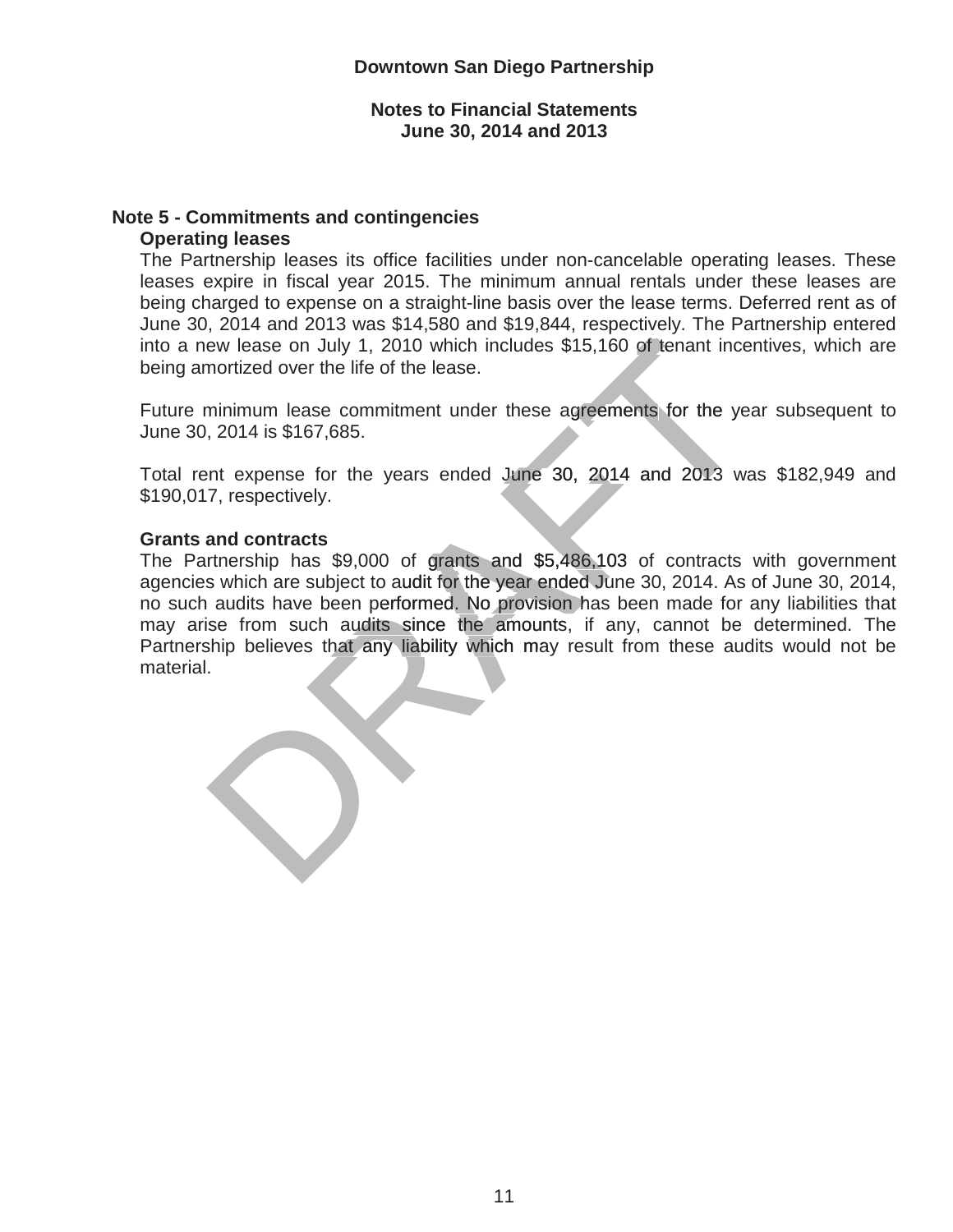Downtown San Diego Partnership

Notes to Financial Statements
June 30, 2014 and 2013

## Note 5 - Commitments and contingencies

### Operating leases

The Partnership leases its office facilities under non-cancelable operating leases. These leases expire in fiscal year 2015. The minimum annual rentals under these leases are being charged to expense on a straight-line basis over the lease terms. Deferred rent as of June 30, 2014 and 2013 was $14,580 and $19,844, respectively. The Partnership entered into a new lease on July 1, 2010 which includes $15,160 of tenant incentives, which are being amortized over the life of the lease.

Future minimum lease commitment under these agreements for the year subsequent to June 30, 2014 is $167,685.

Total rent expense for the years ended June 30, 2014 and 2013 was $182,949 and $190,017, respectively.

### Grants and contracts

The Partnership has $9,000 of grants and $5,486,103 of contracts with government agencies which are subject to audit for the year ended June 30, 2014. As of June 30, 2014, no such audits have been performed. No provision has been made for any liabilities that may arise from such audits since the amounts, if any, cannot be determined. The Partnership believes that any liability which may result from these audits would not be material.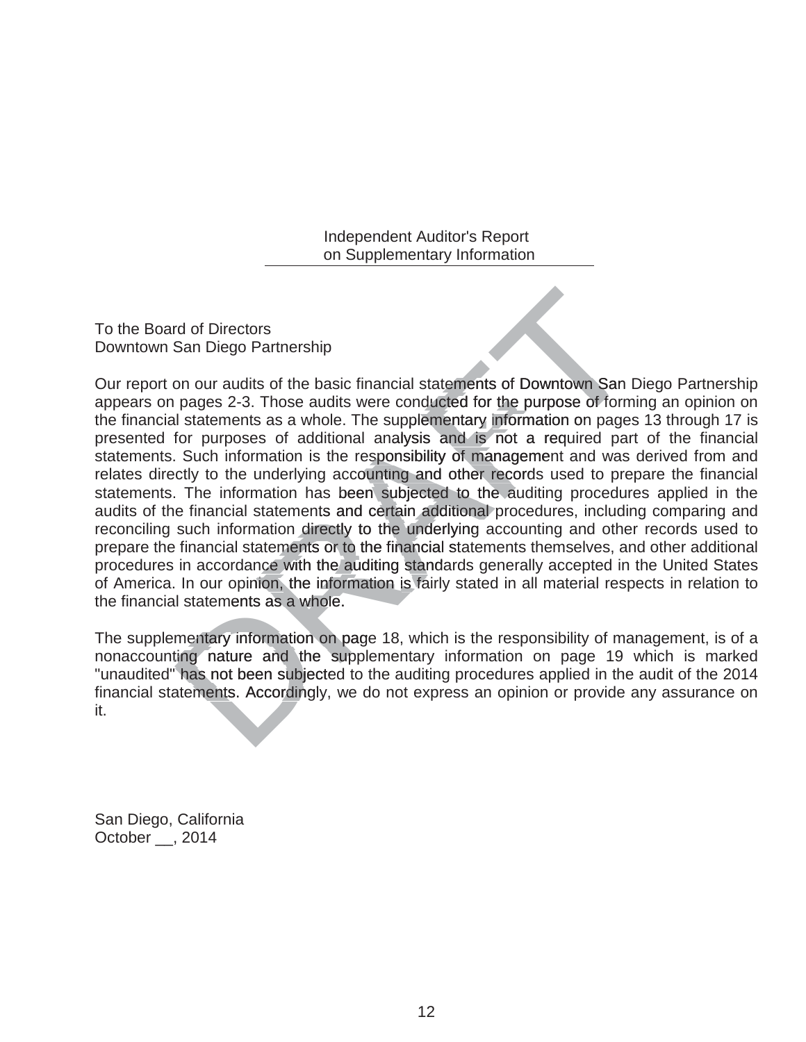## Independent Auditor's Report on Supplementary Information

To the Board of Directors
Downtown San Diego Partnership

Our report on our audits of the basic financial statements of Downtown San Diego Partnership appears on pages 2-3. Those audits were conducted for the purpose of forming an opinion on the financial statements as a whole. The supplementary information on pages 13 through 17 is presented for purposes of additional analysis and is not a required part of the financial statements. Such information is the responsibility of management and was derived from and relates directly to the underlying accounting and other records used to prepare the financial statements. The information has been subjected to the auditing procedures applied in the audits of the financial statements and certain additional procedures, including comparing and reconciling such information directly to the underlying accounting and other records used to prepare the financial statements or to the financial statements themselves, and other additional procedures in accordance with the auditing standards generally accepted in the United States of America. In our opinion, the information is fairly stated in all material respects in relation to the financial statements as a whole.

The supplementary information on page 18, which is the responsibility of management, is of a nonaccounting nature and the supplementary information on page 19 which is marked "unaudited" has not been subjected to the auditing procedures applied in the audit of the 2014 financial statements. Accordingly, we do not express an opinion or provide any assurance on it.

San Diego, California
October __, 2014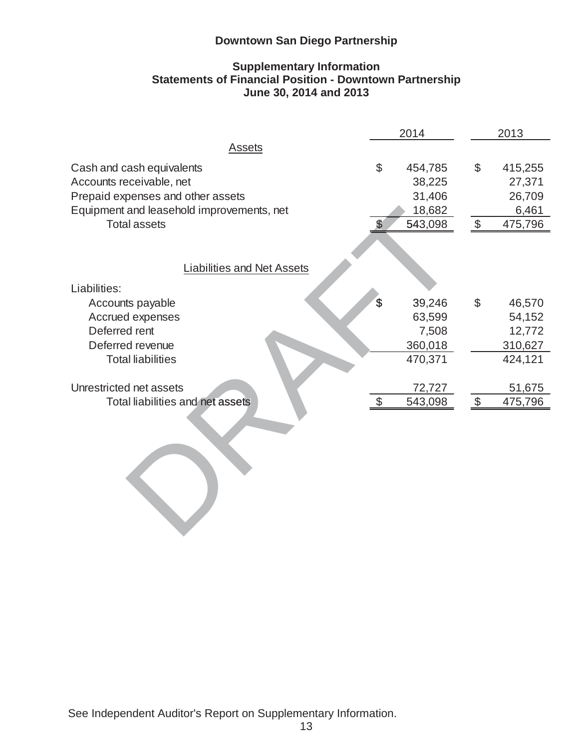# Downtown San Diego Partnership

## Supplementary Information
## Statements of Financial Position - Downtown Partnership
## June 30, 2014 and 2013

| | 2014 | 2013 |
|---|---|---|
| **Assets** | | |
| Cash and cash equivalents | $ 454,785 | $ 415,255 |
| Accounts receivable, net | 38,225 | 27,371 |
| Prepaid expenses and other assets | 31,406 | 26,709 |
| Equipment and leasehold improvements, net | 18,682 | 6,461 |
| Total assets | $ 543,098 | $ 475,796 |
| **Liabilities and Net Assets** | | |
| Liabilities: | | |
| Accounts payable | $ 39,246 | $ 46,570 |
| Accrued expenses | 63,599 | 54,152 |
| Deferred rent | 7,508 | 12,772 |
| Deferred revenue | 360,018 | 310,627 |
| Total liabilities | 470,371 | 424,121 |
| Unrestricted net assets | 72,727 | 51,675 |
| Total liabilities and net assets | $ 543,098 | $ 475,796 |

DRAFT

See Independent Auditor's Report on Supplementary Information.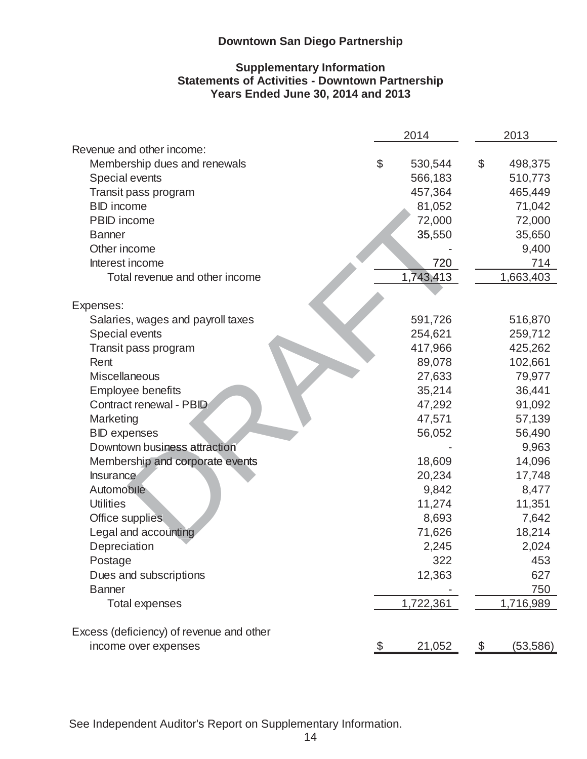# Downtown San Diego Partnership

## Supplementary Information
## Statements of Activities - Downtown Partnership
## Years Ended June 30, 2014 and 2013

| | 2014 | 2013 |
|---|---|---|
| Revenue and other income: | | |
| Membership dues and renewals | $ 530,544 | $ 498,375 |
| Special events | 566,183 | 510,773 |
| Transit pass program | 457,364 | 465,449 |
| BID income | 81,052 | 71,042 |
| PBID income | 72,000 | 72,000 |
| Banner | 35,550 | 35,650 |
| Other income | - | 9,400 |
| Interest income | 720 | 714 |
| Total revenue and other income | 1,743,413 | 1,663,403 |
| Expenses: | | |
| Salaries, wages and payroll taxes | 591,726 | 516,870 |
| Special events | 254,621 | 259,712 |
| Transit pass program | 417,966 | 425,262 |
| Rent | 89,078 | 102,661 |
| Miscellaneous | 27,633 | 79,977 |
| Employee benefits | 35,214 | 36,441 |
| Contract renewal - PBID | 47,292 | 91,092 |
| Marketing | 47,571 | 57,139 |
| BID expenses | 56,052 | 56,490 |
| Downtown business attraction | - | 9,963 |
| Membership and corporate events | 18,609 | 14,096 |
| Insurance | 20,234 | 17,748 |
| Automobile | 9,842 | 8,477 |
| Utilities | 11,274 | 11,351 |
| Office supplies | 8,693 | 7,642 |
| Legal and accounting | 71,626 | 18,214 |
| Depreciation | 2,245 | 2,024 |
| Postage | 322 | 453 |
| Dues and subscriptions | 12,363 | 627 |
| Banner | - | 750 |
| Total expenses | 1,722,361 | 1,716,989 |
| Excess (deficiency) of revenue and other income over expenses | $ 21,052 | $ (53,586) |

See Independent Auditor's Report on Supplementary Information.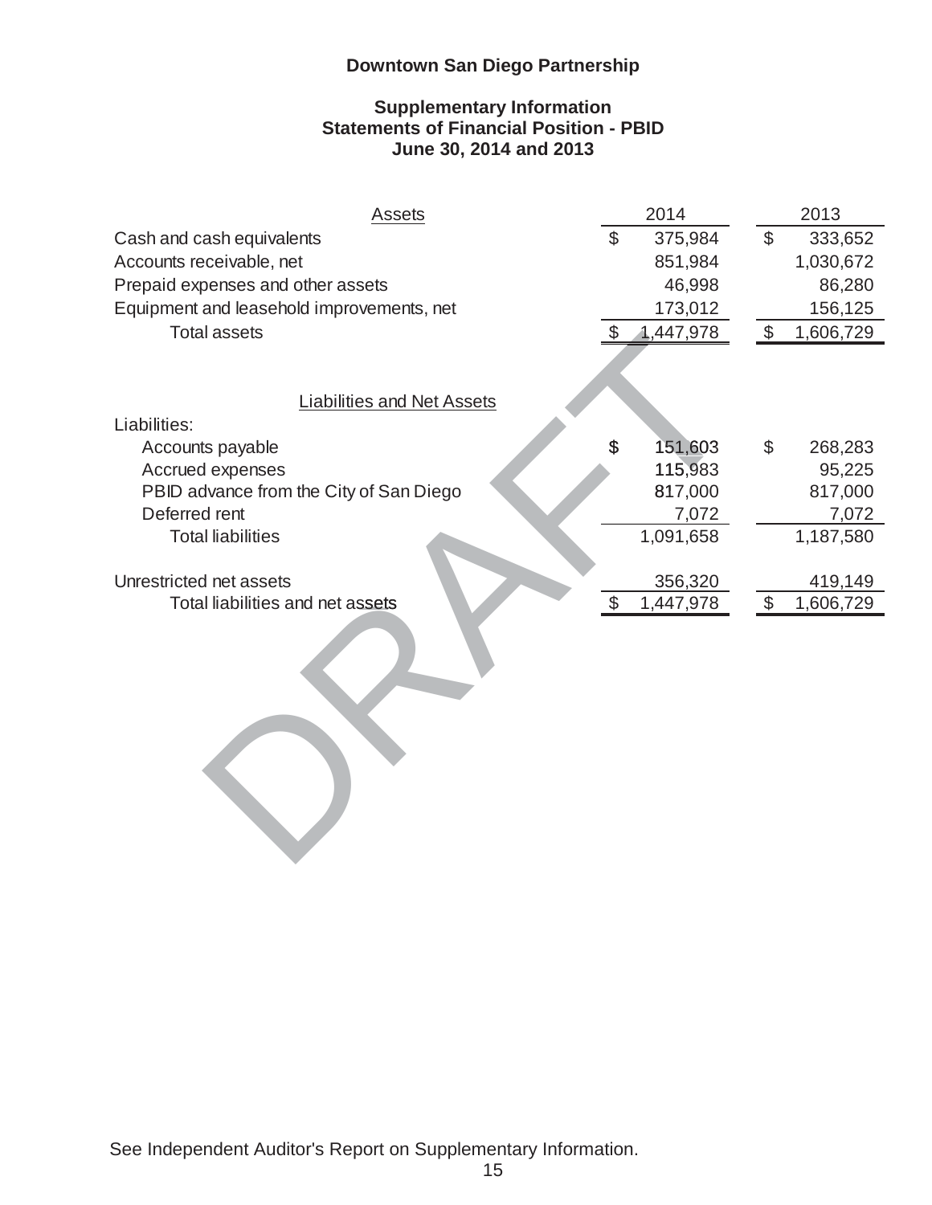**Downtown San Diego Partnership**

**Supplementary Information**
**Statements of Financial Position - PBID**
**June 30, 2014 and 2013**

| Assets | 2014 | 2013 |
|---|---|---|
| Cash and cash equivalents | $ 375,984 | $ 333,652 |
| Accounts receivable, net | 851,984 | 1,030,672 |
| Prepaid expenses and other assets | 46,998 | 86,280 |
| Equipment and leasehold improvements, net | 173,012 | 156,125 |
| Total assets | $ 1,447,978 | $ 1,606,729 |
| | | |
| **Liabilities and Net Assets** | | |
| Liabilities: | | |
| Accounts payable | $ 151,603 | $ 268,283 |
| Accrued expenses | 115,983 | 95,225 |
| PBID advance from the City of San Diego | 817,000 | 817,000 |
| Deferred rent | 7,072 | 7,072 |
| Total liabilities | 1,091,658 | 1,187,580 |
| | | |
| Unrestricted net assets | 356,320 | 419,149 |
| Total liabilities and net assets | $ 1,447,978 | $ 1,606,729 |

DRAFT

See Independent Auditor's Report on Supplementary Information.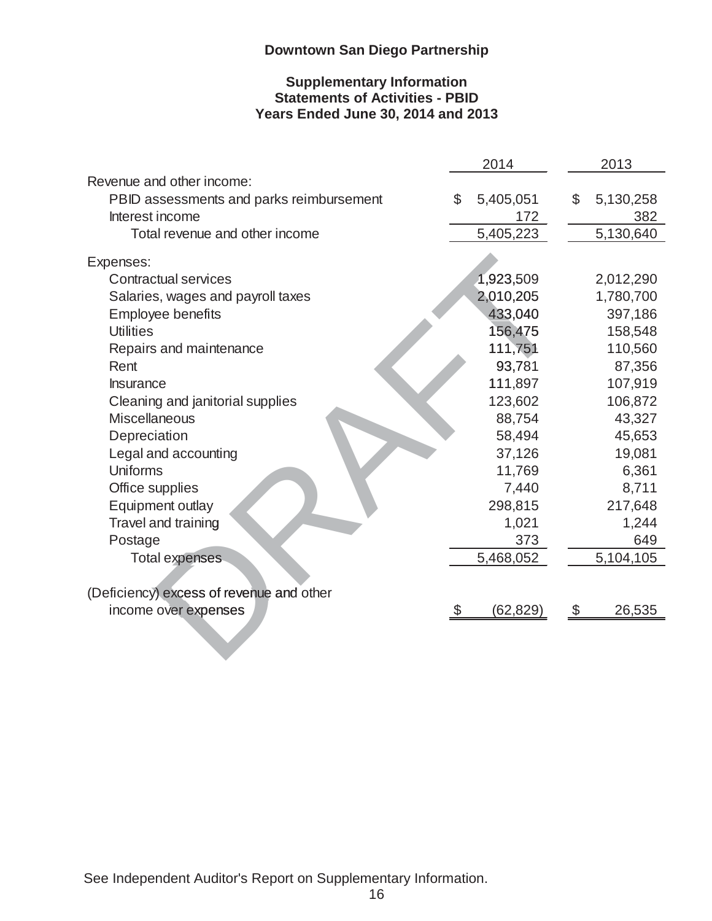**Downtown San Diego Partnership**

**Supplementary Information**
**Statements of Activities - PBID**
**Years Ended June 30, 2014 and 2013**

| | 2014 | 2013 |
|---|---|---|
| Revenue and other income: | | |
| PBID assessments and parks reimbursement | $ 5,405,051 | $ 5,130,258 |
| Interest income | 172 | 382 |
| Total revenue and other income | 5,405,223 | 5,130,640 |
| Expenses: | | |
| Contractual services | 1,923,509 | 2,012,290 |
| Salaries, wages and payroll taxes | 2,010,205 | 1,780,700 |
| Employee benefits | 433,040 | 397,186 |
| Utilities | 156,475 | 158,548 |
| Repairs and maintenance | 111,751 | 110,560 |
| Rent | 93,781 | 87,356 |
| Insurance | 111,897 | 107,919 |
| Cleaning and janitorial supplies | 123,602 | 106,872 |
| Miscellaneous | 88,754 | 43,327 |
| Depreciation | 58,494 | 45,653 |
| Legal and accounting | 37,126 | 19,081 |
| Uniforms | 11,769 | 6,361 |
| Office supplies | 7,440 | 8,711 |
| Equipment outlay | 298,815 | 217,648 |
| Travel and training | 1,021 | 1,244 |
| Postage | 373 | 649 |
| Total expenses | 5,468,052 | 5,104,105 |
| (Deficiency) excess of revenue and other income over expenses | $ (62,829) | $ 26,535 |

DRAFT

See Independent Auditor's Report on Supplementary Information.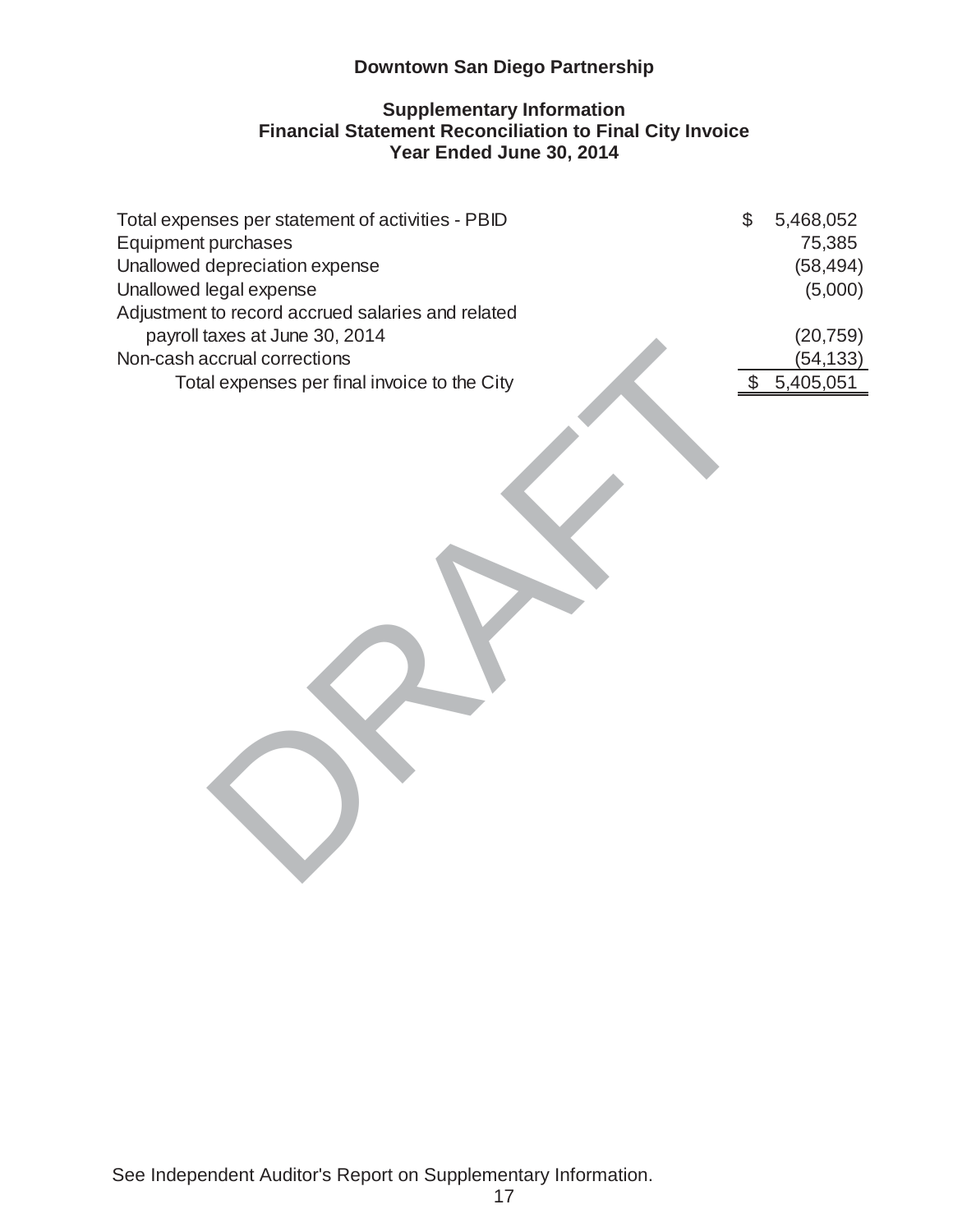**Downtown San Diego Partnership**

**Supplementary Information**
**Financial Statement Reconciliation to Final City Invoice**
**Year Ended June 30, 2014**

| | |
|---|---|
| Total expenses per statement of activities - PBID | $ 5,468,052 |
| Equipment purchases | 75,385 |
| Unallowed depreciation expense | (58,494) |
| Unallowed legal expense | (5,000) |
| Adjustment to record accrued salaries and related payroll taxes at June 30, 2014 | (20,759) |
| Non-cash accrual corrections | (54,133) |
| Total expenses per final invoice to the City | $ 5,405,051 |

DRAFT

See Independent Auditor's Report on Supplementary Information.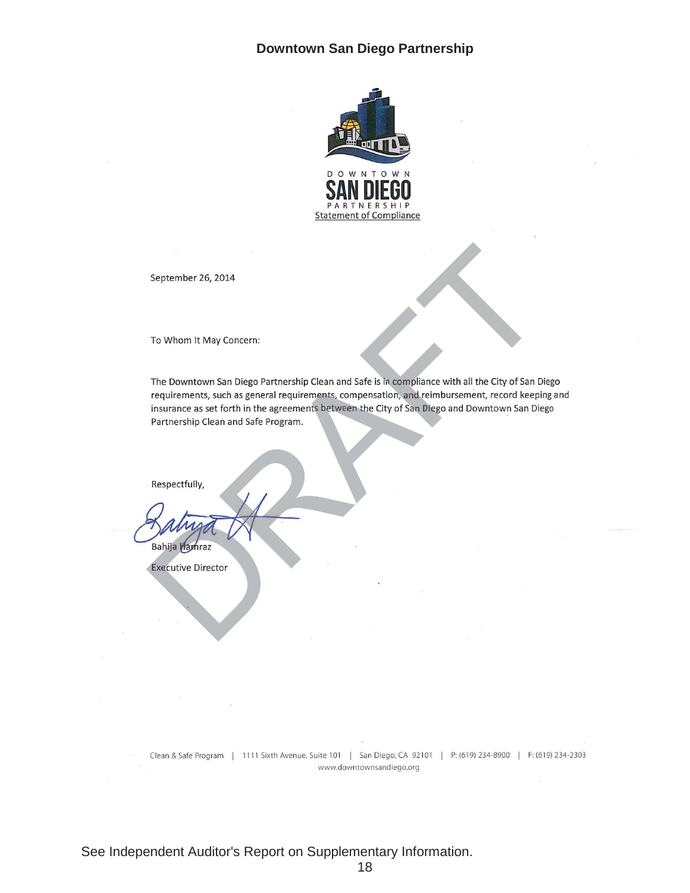## Downtown San Diego Partnership

DOWNTOWN
SAN DIEGO
PARTNERSHIP

Statement of Compliance

DRAFT

September 26, 2014

To Whom It May Concern:

The Downtown San Diego Partnership Clean and Safe is in compliance with all the City of San Diego requirements, such as general requirements, compensation, and reimbursement, record keeping and insurance as set forth in the agreements between the City of San Diego and Downtown San Diego Partnership Clean and Safe Program.

Respectfully,

Bahija Hamraz

Executive Director

Clean & Safe Program | 1111 Sixth Avenue, Suite 101 | San Diego, CA 92101 | P: (619) 234-8900 | F: (619) 234-2303
www.downtownsandiego.org

See Independent Auditor's Report on Supplementary Information.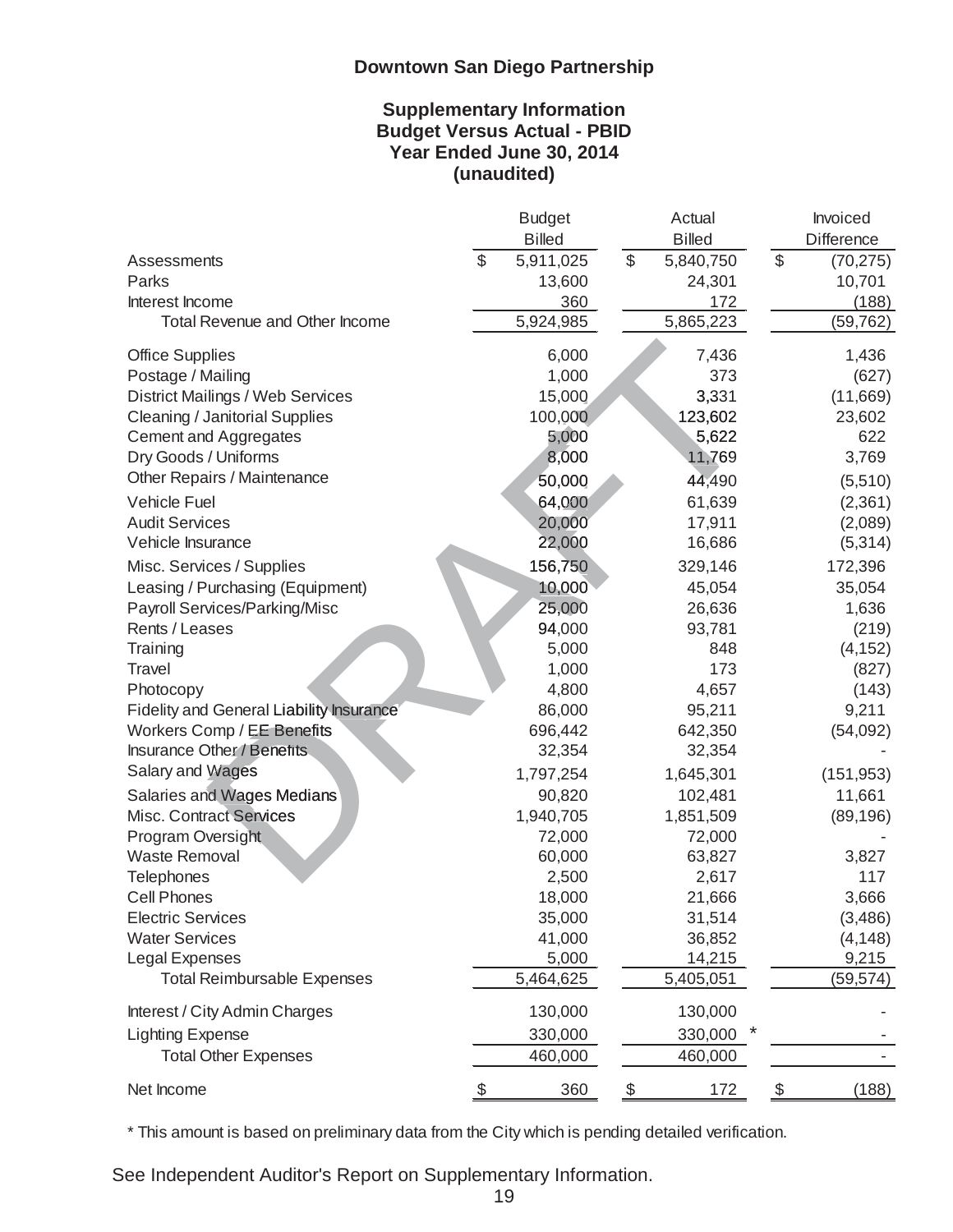**Downtown San Diego Partnership**

**Supplementary Information**
**Budget Versus Actual - PBID**
**Year Ended June 30, 2014**
**(unaudited)**

| | Budget Billed | Actual Billed | Invoiced Difference |
|---|---|---|---|
| Assessments | $ 5,911,025 | $ 5,840,750 | $ (70,275) |
| Parks | 13,600 | 24,301 | 10,701 |
| Interest Income | 360 | 172 | (188) |
| Total Revenue and Other Income | 5,924,985 | 5,865,223 | (59,762) |
| Office Supplies | 6,000 | 7,436 | 1,436 |
| Postage / Mailing | 1,000 | 373 | (627) |
| District Mailings / Web Services | 15,000 | 3,331 | (11,669) |
| Cleaning / Janitorial Supplies | 100,000 | 123,602 | 23,602 |
| Cement and Aggregates | 5,000 | 5,622 | 622 |
| Dry Goods / Uniforms | 8,000 | 11,769 | 3,769 |
| Other Repairs / Maintenance | 50,000 | 44,490 | (5,510) |
| Vehicle Fuel | 64,000 | 61,639 | (2,361) |
| Audit Services | 20,000 | 17,911 | (2,089) |
| Vehicle Insurance | 22,000 | 16,686 | (5,314) |
| Misc. Services / Supplies | 156,750 | 329,146 | 172,396 |
| Leasing / Purchasing (Equipment) | 10,000 | 45,054 | 35,054 |
| Payroll Services/Parking/Misc | 25,000 | 26,636 | 1,636 |
| Rents / Leases | 94,000 | 93,781 | (219) |
| Training | 5,000 | 848 | (4,152) |
| Travel | 1,000 | 173 | (827) |
| Photocopy | 4,800 | 4,657 | (143) |
| Fidelity and General Liability Insurance | 86,000 | 95,211 | 9,211 |
| Workers Comp / EE Benefits | 696,442 | 642,350 | (54,092) |
| Insurance Other / Benefits | 32,354 | 32,354 | - |
| Salary and Wages | 1,797,254 | 1,645,301 | (151,953) |
| Salaries and Wages Medians | 90,820 | 102,481 | 11,661 |
| Misc. Contract Services | 1,940,705 | 1,851,509 | (89,196) |
| Program Oversight | 72,000 | 72,000 | - |
| Waste Removal | 60,000 | 63,827 | 3,827 |
| Telephones | 2,500 | 2,617 | 117 |
| Cell Phones | 18,000 | 21,666 | 3,666 |
| Electric Services | 35,000 | 31,514 | (3,486) |
| Water Services | 41,000 | 36,852 | (4,148) |
| Legal Expenses | 5,000 | 14,215 | 9,215 |
| Total Reimbursable Expenses | 5,464,625 | 5,405,051 | (59,574) |
| Interest / City Admin Charges | 130,000 | 130,000 | - |
| Lighting Expense | 330,000 | 330,000 * | - |
| Total Other Expenses | 460,000 | 460,000 | - |
| Net Income | $ 360 | $ 172 | $ (188) |

\* This amount is based on preliminary data from the City which is pending detailed verification.

See Independent Auditor's Report on Supplementary Information.